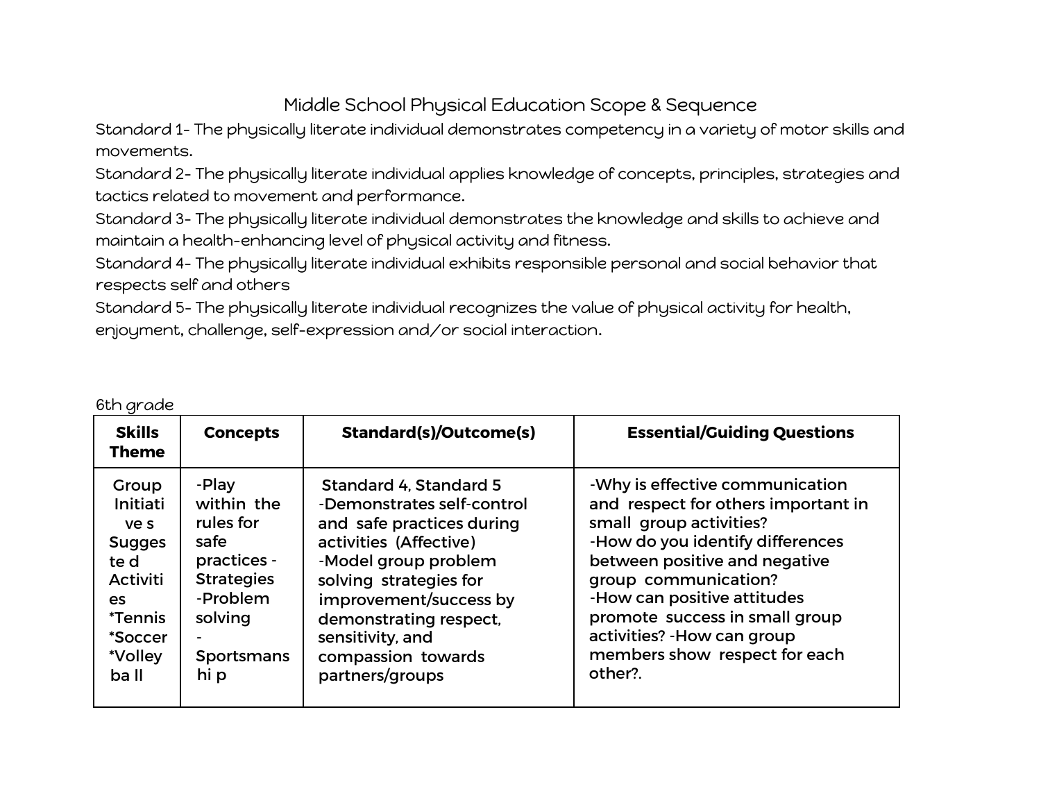# Middle School Physical Education Scope & Sequence

Standard 1- The physically literate individual demonstrates competency in a variety of motor skills and movements.

Standard 2- The physically literate individual applies knowledge of concepts, principles, strategies and tactics related to movement and performance.

Standard 3- The physically literate individual demonstrates the knowledge and skills to achieve and maintain a health-enhancing level of physical activity and fitness.

Standard 4- The physically literate individual exhibits responsible personal and social behavior that respects self and others

Standard 5- The physically literate individual recognizes the value of physical activity for health, enjoyment, challenge, self-expression and/or social interaction.

6th grade

| Skills Theme | Concepts | Standard(s)/Outcome(s) | Essential/Guiding Questions |
|---|---|---|---|
| Group Initiatives Suggested Activities *Tennis *Soccer *Volleyball | -Play within the rules for safe practices -Strategies -Problem solving -Sportsmanship | Standard 4, Standard 5 -Demonstrates self-control and safe practices during activities (Affective) -Model group problem solving strategies for improvement/success by demonstrating respect, sensitivity, and compassion towards partners/groups | -Why is effective communication and respect for others important in small group activities? -How do you identify differences between positive and negative group communication? -How can positive attitudes promote success in small group activities? -How can group members show respect for each other?. |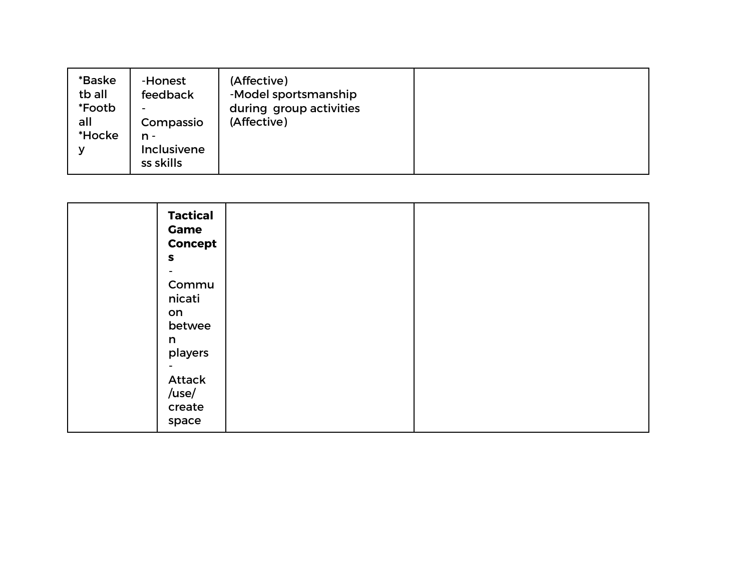| | | | |
|---|---|---|---|
| *Basketball<br>*Football<br>*Hockey | -Honest feedback<br>-Compassion -Inclusiveness skills | (Affective)<br>-Model sportsmanship during group activities (Affective) | |

| | | | |
|---|---|---|---|
| | **Tactical Game Concepts**<br>-Communication between players<br>-Attack /use/ create space | | |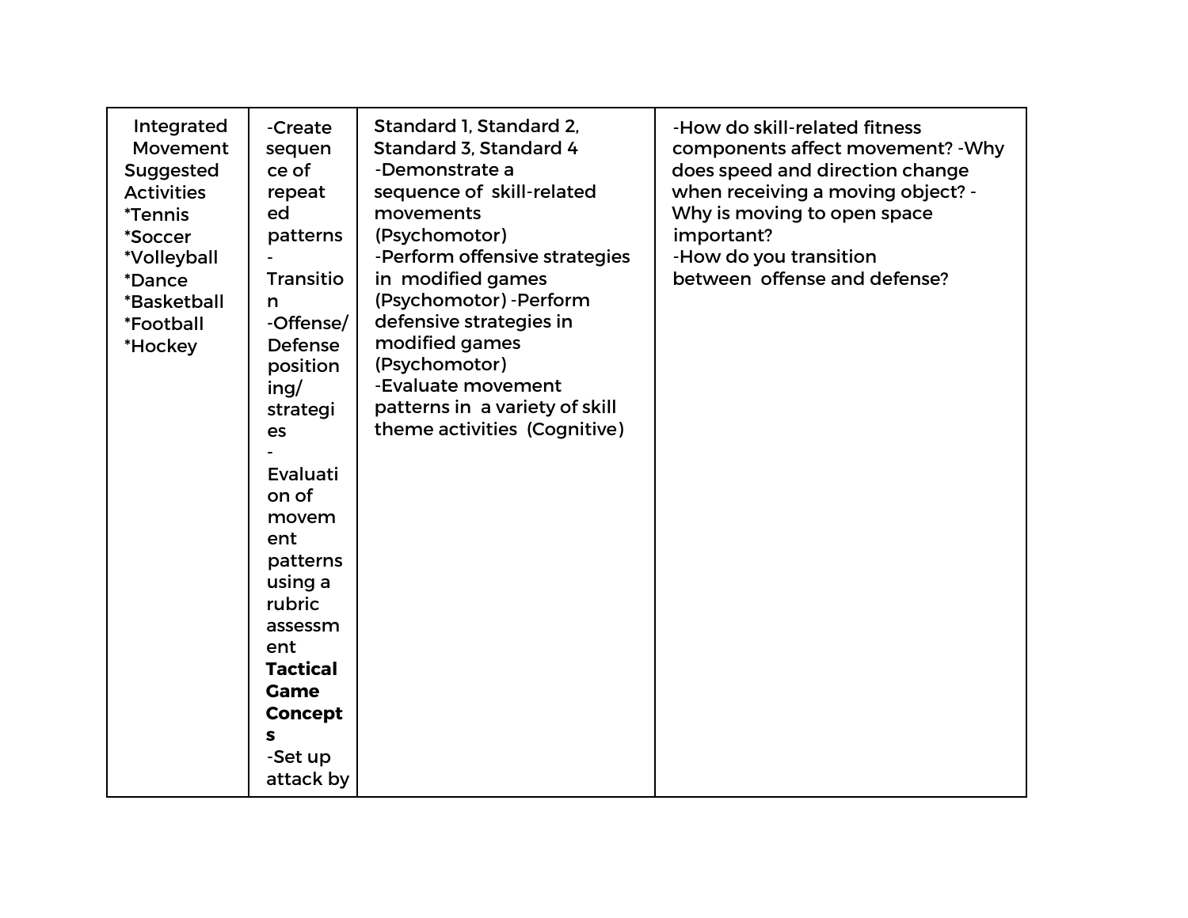| Integrated Movement Suggested Activities *Tennis *Soccer *Volleyball *Dance *Basketball *Football *Hockey | -Create sequence of repeated patterns -Transition -Offense/ Defense positioning/ strategies -Evaluation of movement patterns using a rubric assessment **Tactical Game Concepts** -Set up attack by | Standard 1, Standard 2, Standard 3, Standard 4 -Demonstrate a sequence of skill-related movements (Psychomotor) -Perform offensive strategies in modified games (Psychomotor) -Perform defensive strategies in modified games (Psychomotor) -Evaluate movement patterns in a variety of skill theme activities (Cognitive) | -How do skill-related fitness components affect movement? -Why does speed and direction change when receiving a moving object? -Why is moving to open space important? -How do you transition between offense and defense? |
|---|---|---|---|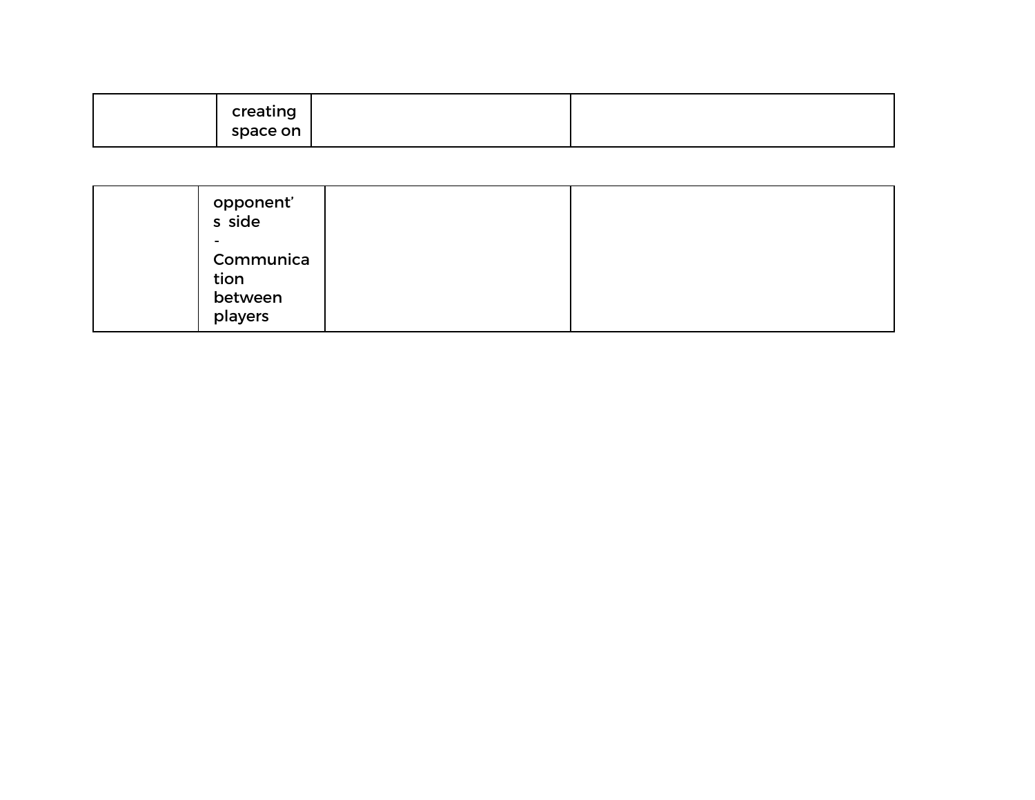| | creating space on opponent's side<br>- Communication between players | | |
|---|---|---|---|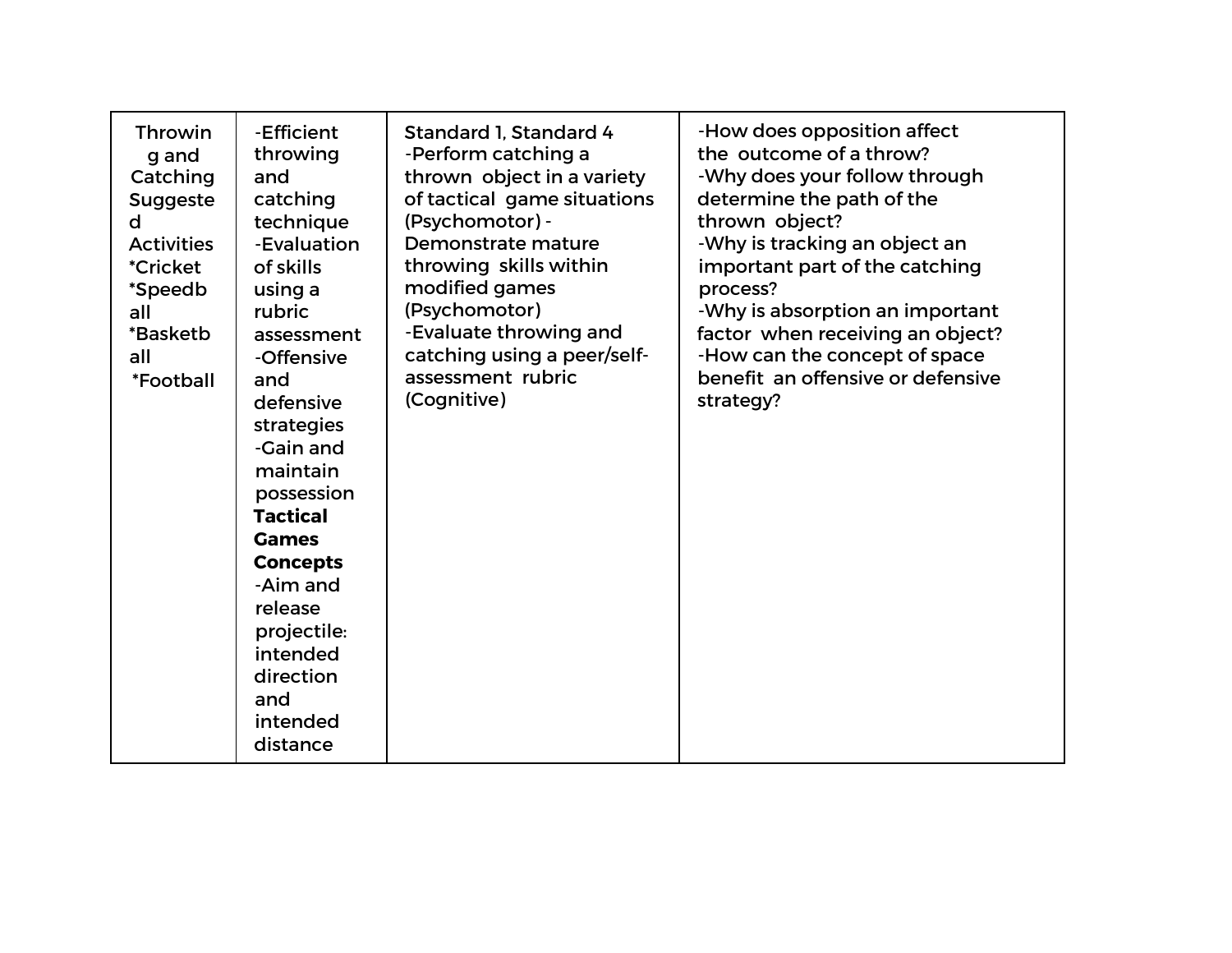| Throwing and Catching Suggested Activities *Cricket *Speedball *Basketball *Football | -Efficient throwing and catching technique<br>-Evaluation of skills using a rubric assessment<br>-Offensive and defensive strategies<br>-Gain and maintain possession<br>**Tactical Games Concepts**<br>-Aim and release projectile: intended direction and intended distance | Standard 1, Standard 4<br>-Perform catching a thrown object in a variety of tactical game situations (Psychomotor) -Demonstrate mature throwing skills within modified games (Psychomotor)<br>-Evaluate throwing and catching using a peer/self-assessment rubric (Cognitive) | -How does opposition affect the outcome of a throw?<br>-Why does your follow through determine the path of the thrown object?<br>-Why is tracking an object an important part of the catching process?<br>-Why is absorption an important factor when receiving an object?<br>-How can the concept of space benefit an offensive or defensive strategy? |
|---|---|---|---|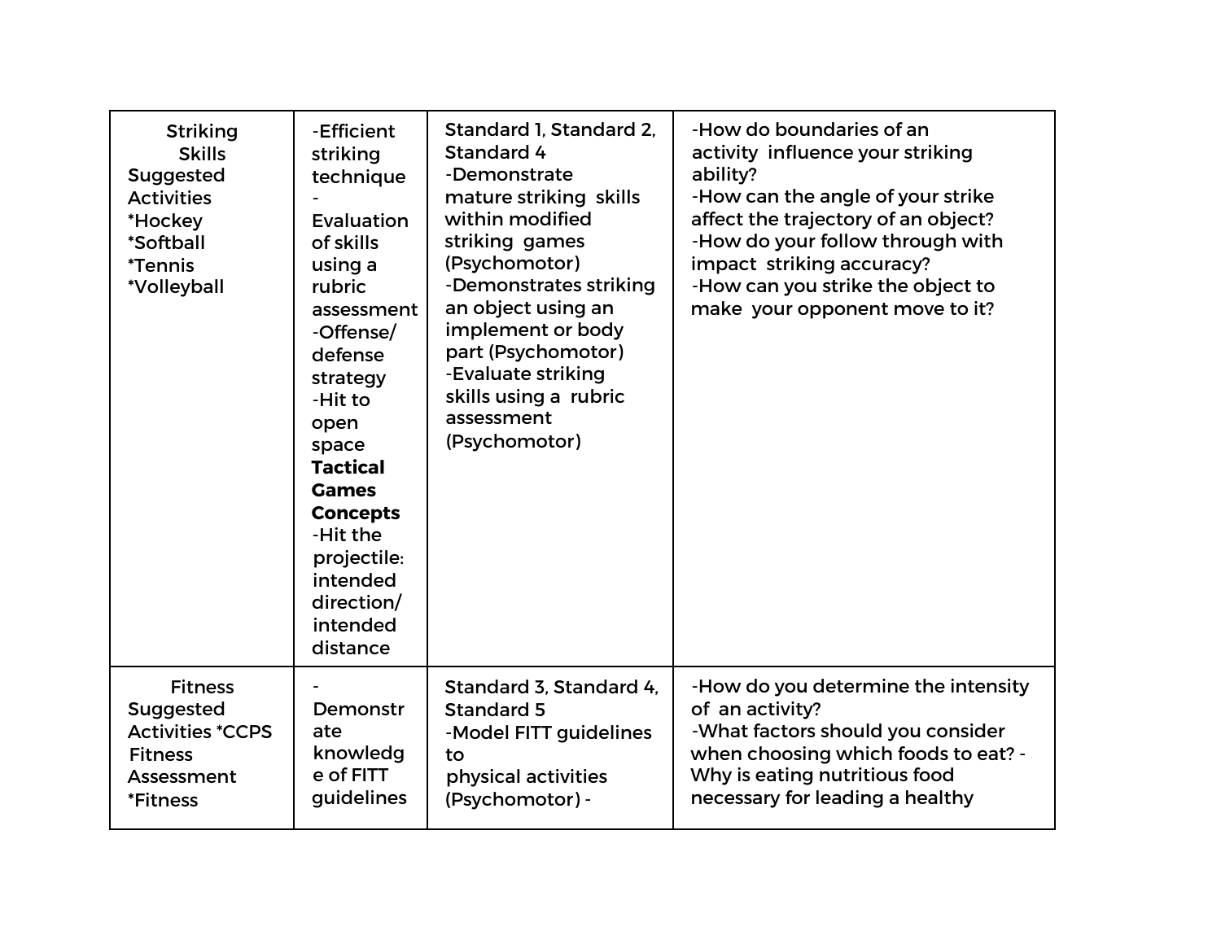| Striking Skills Suggested Activities *Hockey *Softball *Tennis *Volleyball | -Efficient striking technique -Evaluation of skills using a rubric assessment -Offense/ defense strategy -Hit to open space **Tactical Games Concepts** -Hit the projectile: intended direction/ intended distance | Standard 1, Standard 2, Standard 4 -Demonstrate mature striking skills within modified striking games (Psychomotor) -Demonstrates striking an object using an implement or body part (Psychomotor) -Evaluate striking skills using a rubric assessment (Psychomotor) | -How do boundaries of an activity influence your striking ability? -How can the angle of your strike affect the trajectory of an object? -How do your follow through with impact striking accuracy? -How can you strike the object to make your opponent move to it? |
|---|---|---|---|
| Fitness Suggested Activities *CCPS Fitness Assessment *Fitness | -Demonstrate knowledge of FITT guidelines | Standard 3, Standard 4, Standard 5 -Model FITT guidelines to physical activities (Psychomotor) - | -How do you determine the intensity of an activity? -What factors should you consider when choosing which foods to eat? -Why is eating nutritious food necessary for leading a healthy |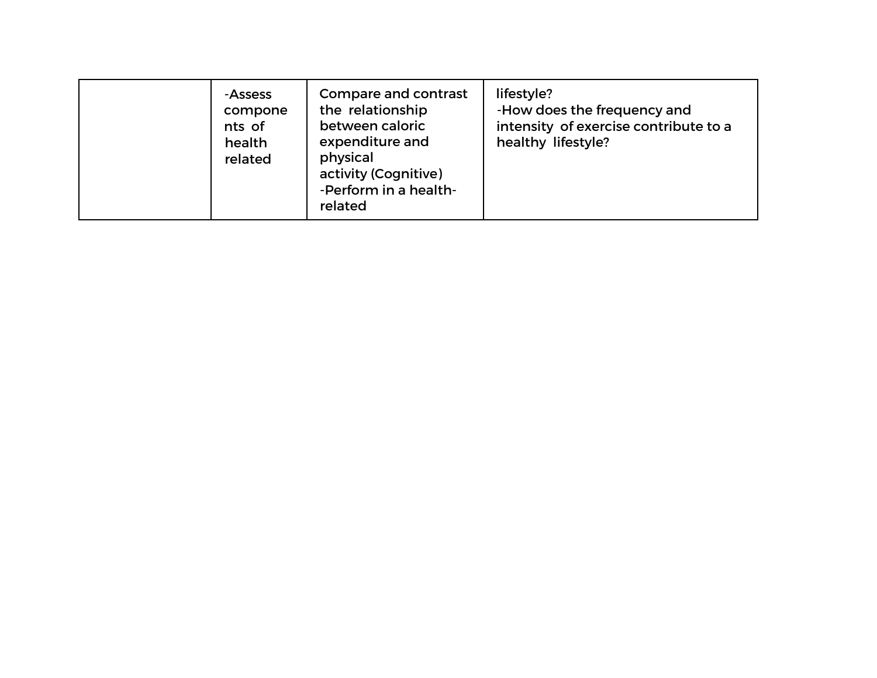|  | -Assess components of health related | Compare and contrast the relationship between caloric expenditure and physical activity (Cognitive)<br>-Perform in a health-related | lifestyle?<br>-How does the frequency and intensity of exercise contribute to a healthy lifestyle? |
| --- | --- | --- | --- |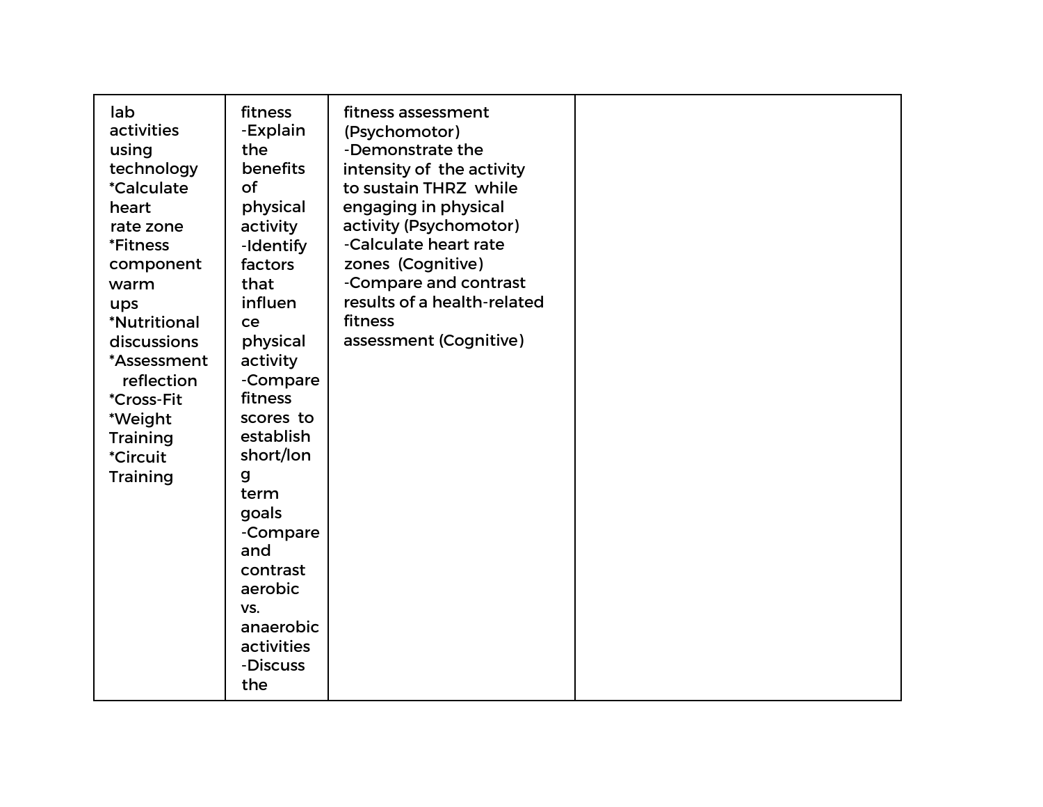| | | | |
|---|---|---|---|
| lab activities using technology<br>*Calculate heart rate zone<br>*Fitness component warm ups<br>*Nutritional discussions<br>*Assessment reflection<br>*Cross-Fit<br>*Weight Training<br>*Circuit Training | fitness<br>-Explain the benefits of physical activity<br>-Identify factors that influence physical activity<br>-Compare fitness scores to establish short/long term goals<br>-Compare and contrast aerobic vs. anaerobic activities<br>-Discuss the | fitness assessment (Psychomotor)<br>-Demonstrate the intensity of the activity to sustain THRZ while engaging in physical activity (Psychomotor)<br>-Calculate heart rate zones (Cognitive)<br>-Compare and contrast results of a health-related fitness assessment (Cognitive) | |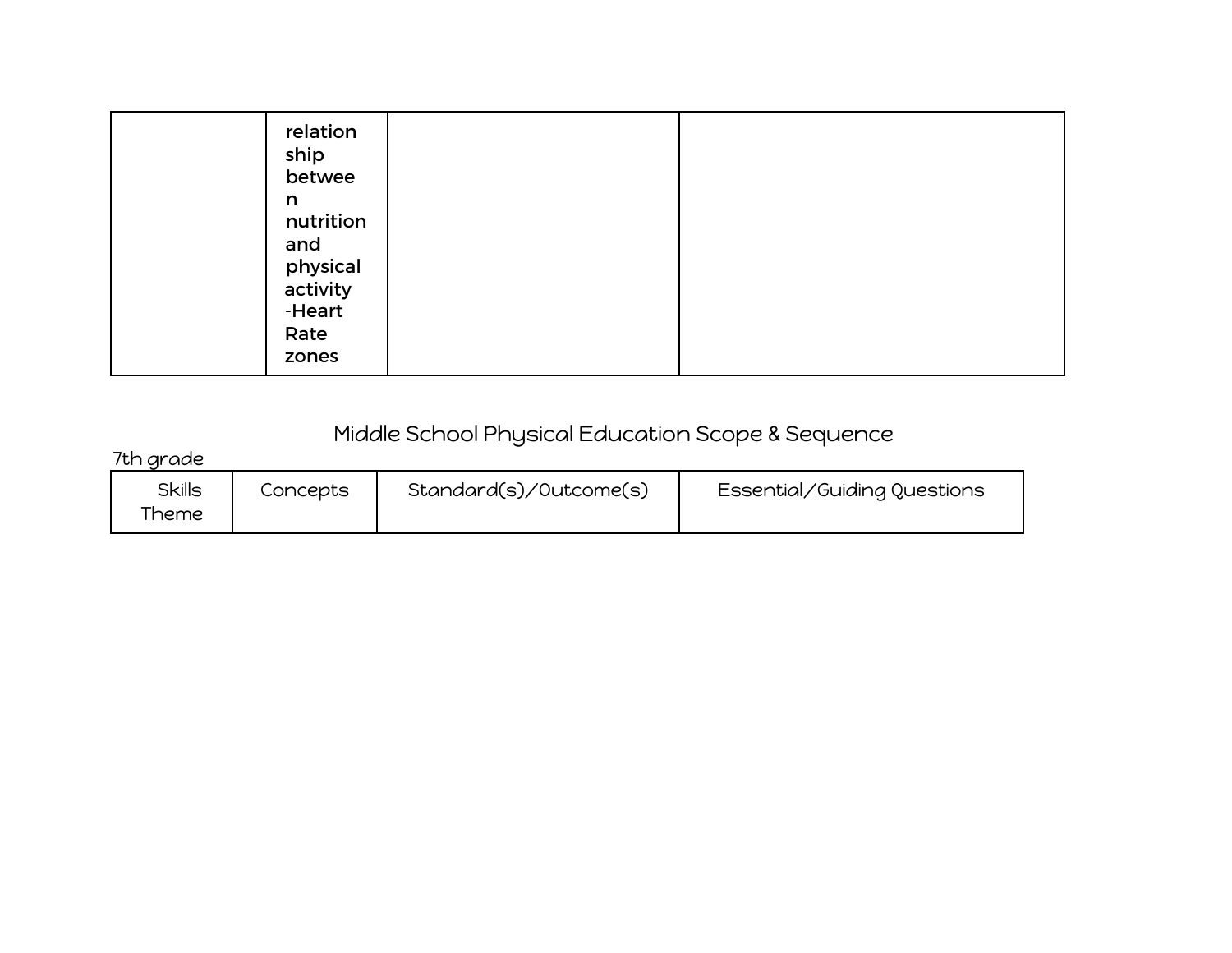| | | | |
|---|---|---|---|
| | **relationship between nutrition and physical activity -Heart Rate zones** | | |

## Middle School Physical Education Scope & Sequence

7th grade

| Skills Theme | Concepts | Standard(s)/Outcome(s) | Essential/Guiding Questions |
|---|---|---|---|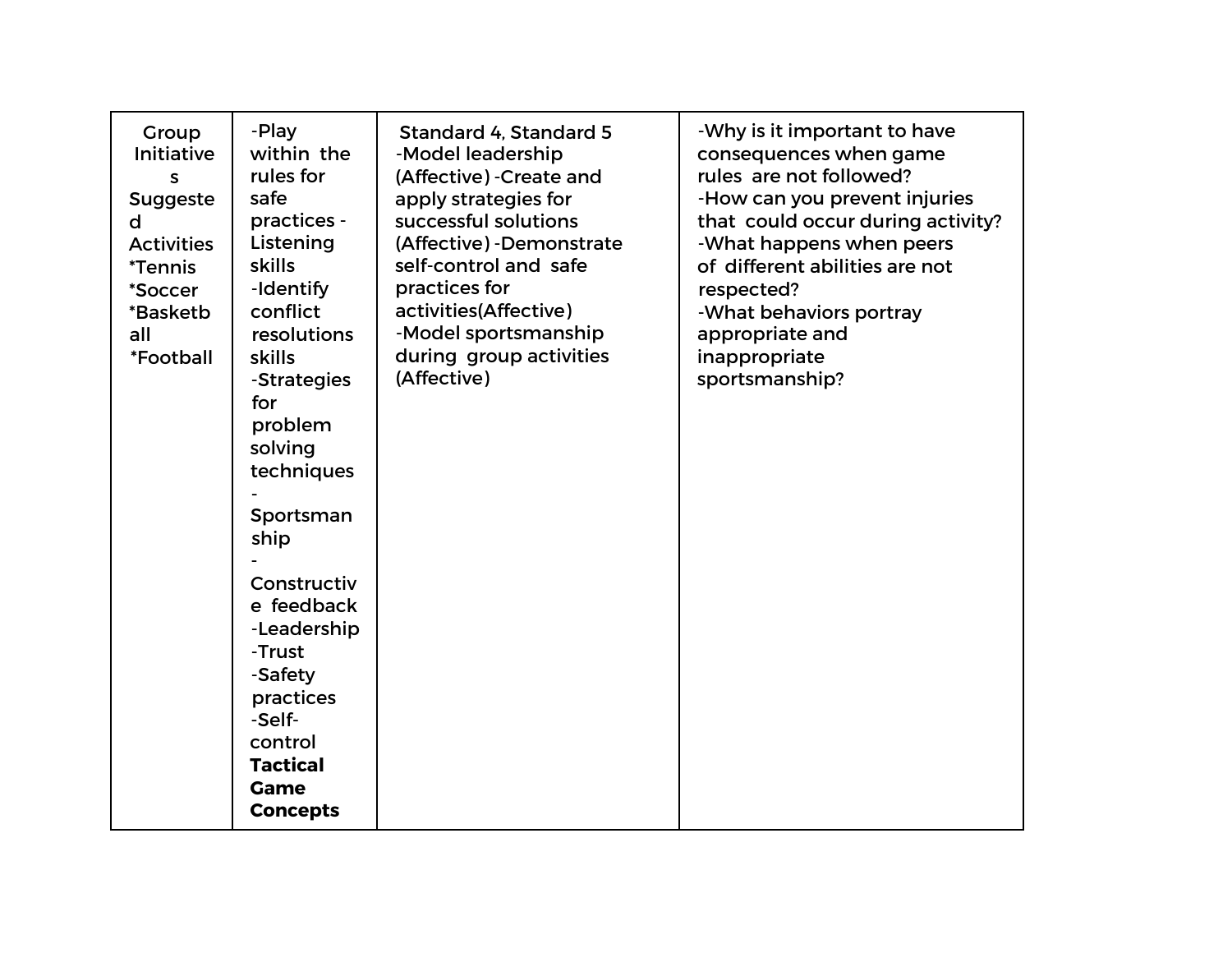| Group Initiatives Suggested Activities *Tennis *Soccer *Basketball *Football | -Play within the rules for safe practices -Listening skills -Identify conflict resolutions skills -Strategies for problem solving techniques -Sportsmanship -Constructive feedback -Leadership -Trust -Safety practices -Self-control **Tactical Game Concepts** | Standard 4, Standard 5 -Model leadership (Affective) -Create and apply strategies for successful solutions (Affective) -Demonstrate self-control and safe practices for activities(Affective) -Model sportsmanship during group activities (Affective) | -Why is it important to have consequences when game rules are not followed? -How can you prevent injuries that could occur during activity? -What happens when peers of different abilities are not respected? -What behaviors portray appropriate and inappropriate sportsmanship? |
|---|---|---|---|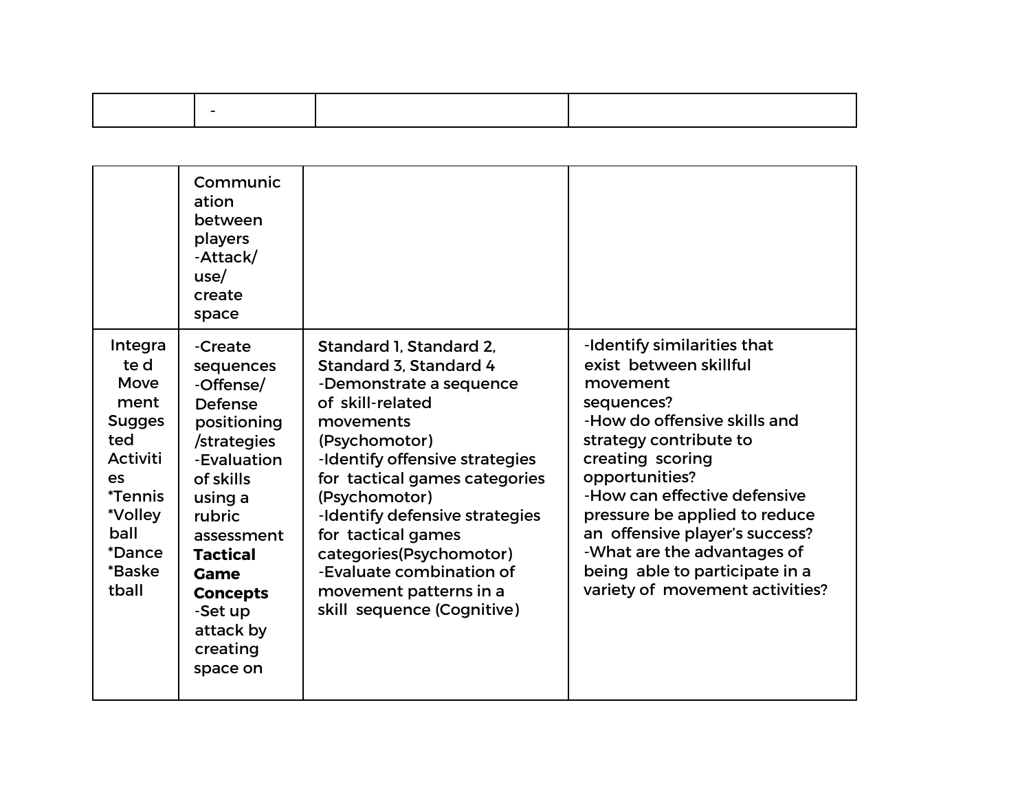| | - | | |
|---|---|---|---|

| | | | |
|---|---|---|---|
| | Communication between players<br>-Attack/ use/ create space | | |
| Integrated Movement Suggested Activities<br>*Tennis<br>*Volleyball<br>*Dance<br>*Basketball | -Create sequences<br>-Offense/ Defense positioning /strategies<br>-Evaluation of skills using a rubric assessment<br>**Tactical Game Concepts**<br>-Set up attack by creating space on | Standard 1, Standard 2, Standard 3, Standard 4<br>-Demonstrate a sequence of skill-related movements (Psychomotor)<br>-Identify offensive strategies for tactical games categories (Psychomotor)<br>-Identify defensive strategies for tactical games categories(Psychomotor)<br>-Evaluate combination of movement patterns in a skill sequence (Cognitive) | -Identify similarities that exist between skillful movement sequences?<br>-How do offensive skills and strategy contribute to creating scoring opportunities?<br>-How can effective defensive pressure be applied to reduce an offensive player's success?<br>-What are the advantages of being able to participate in a variety of movement activities? |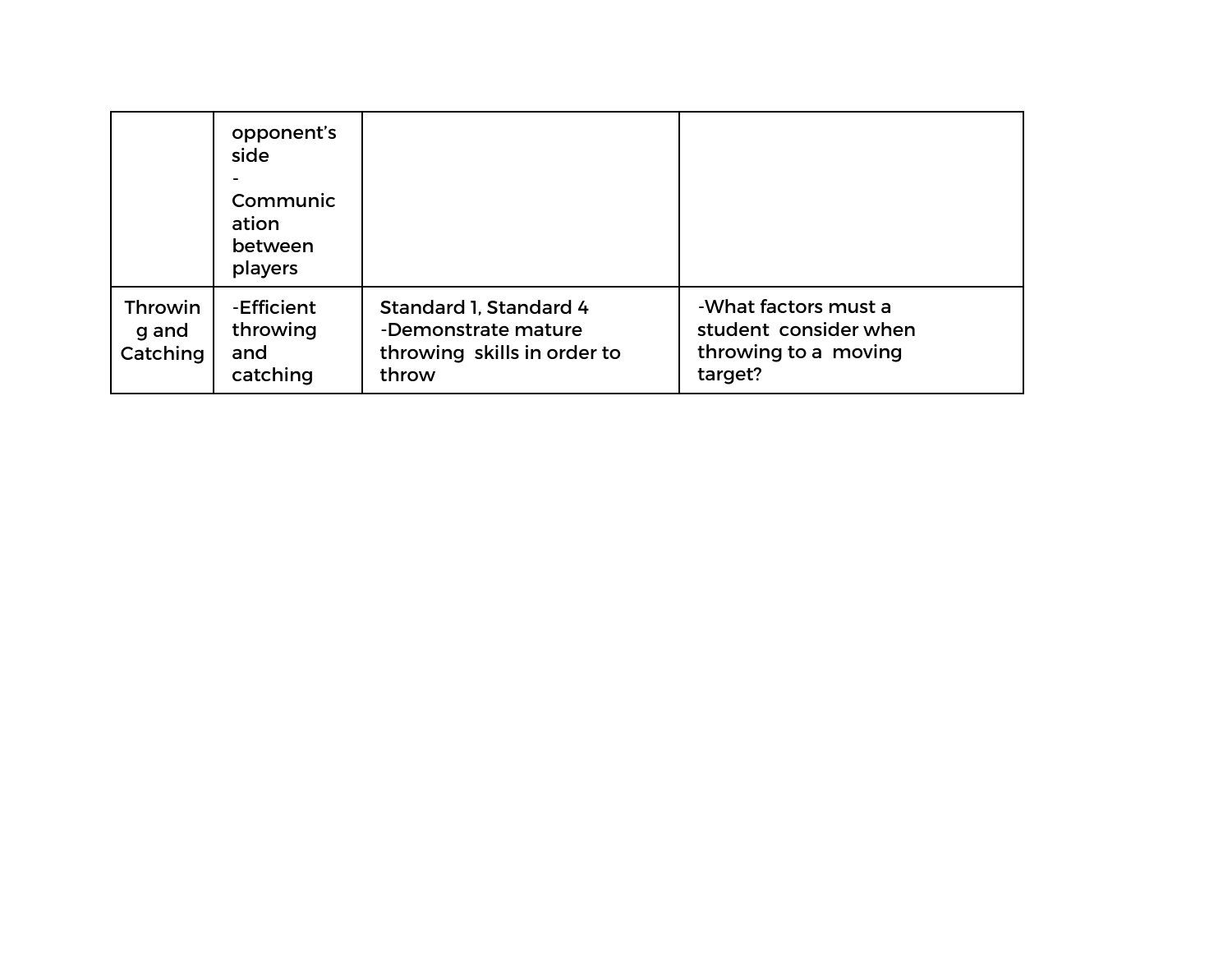| | | | |
|---|---|---|---|
| | opponent's side<br>-Communication between players | | |
| Throwing and Catching | -Efficient throwing and catching | Standard 1, Standard 4<br>-Demonstrate mature throwing skills in order to throw | -What factors must a student consider when throwing to a moving target? |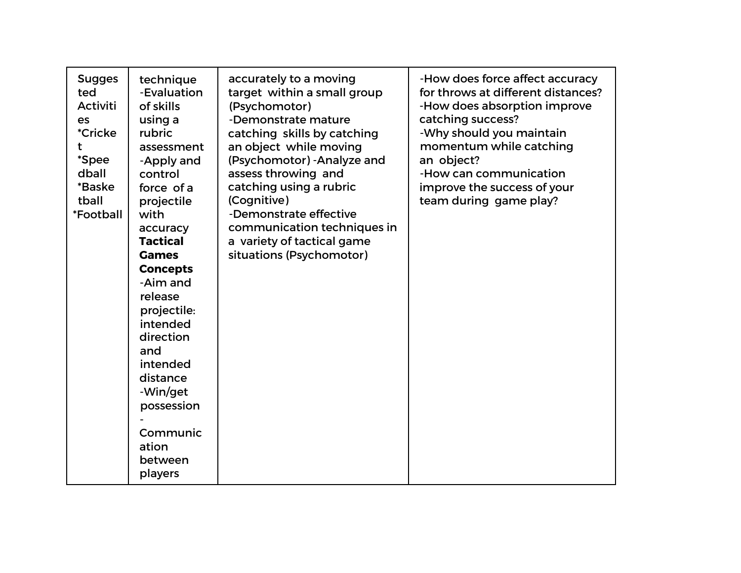| Suggested Activities *Cricket *Speedball *Basketball *Football | technique -Evaluation of skills using a rubric assessment -Apply and control force of a projectile with accuracy **Tactical Games Concepts** -Aim and release projectile: intended direction and intended distance -Win/get possession -Communication between players | accurately to a moving target within a small group (Psychomotor) -Demonstrate mature catching skills by catching an object while moving (Psychomotor) -Analyze and assess throwing and catching using a rubric (Cognitive) -Demonstrate effective communication techniques in a variety of tactical game situations (Psychomotor) | -How does force affect accuracy for throws at different distances? -How does absorption improve catching success? -Why should you maintain momentum while catching an object? -How can communication improve the success of your team during game play? |
|---|---|---|---|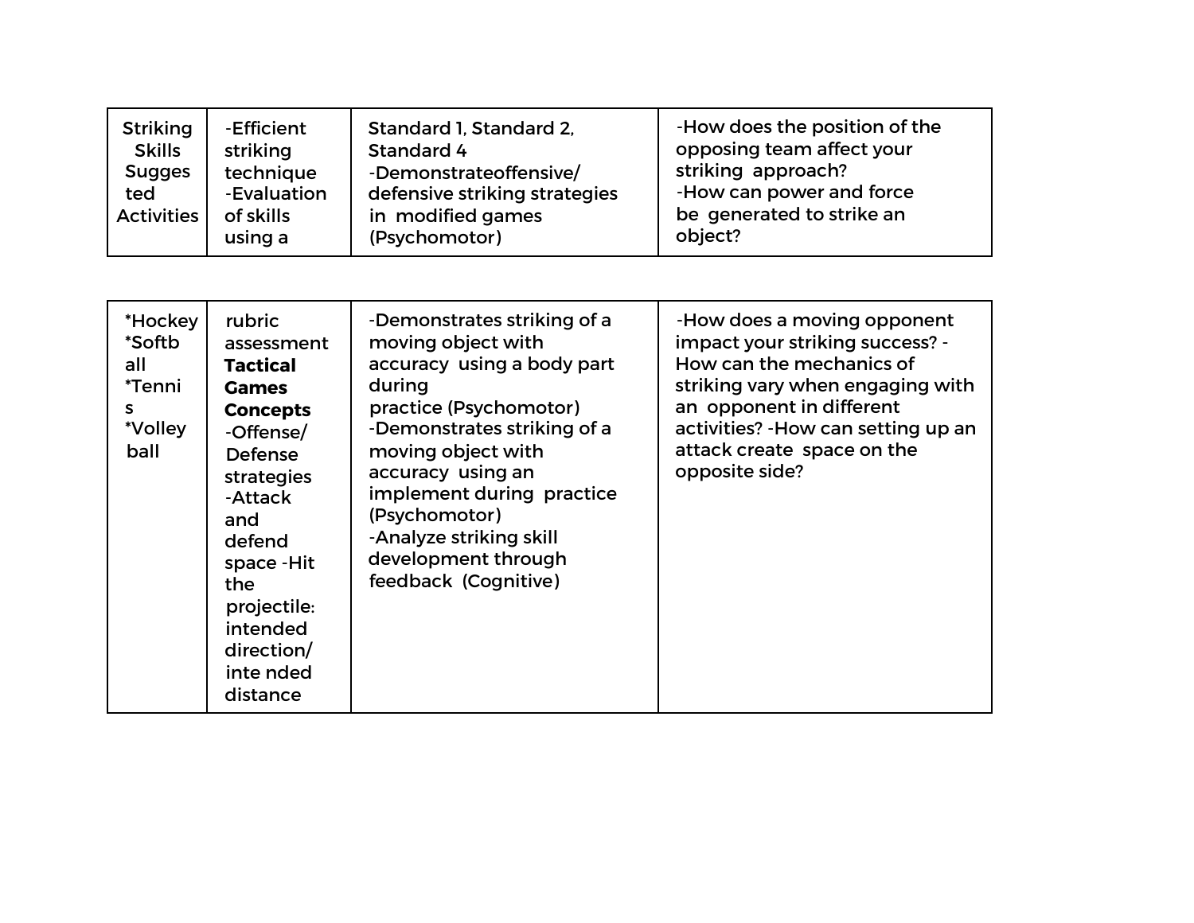| Striking Skills Suggested Activities *Hockey *Softball *Tennis *Volleyball | -Efficient striking technique -Evaluation of skills using a rubric assessment **Tactical Games Concepts** -Offense/ Defense strategies -Attack and defend space -Hit the projectile: intended direction/ intended distance | Standard 1, Standard 2, Standard 4 -Demonstrateoffensive/ defensive striking strategies in modified games (Psychomotor) -Demonstrates striking of a moving object with accuracy using a body part during practice (Psychomotor) -Demonstrates striking of a moving object with accuracy using an implement during practice (Psychomotor) -Analyze striking skill development through feedback (Cognitive) | -How does the position of the opposing team affect your striking approach? -How can power and force be generated to strike an object? -How does a moving opponent impact your striking success? -How can the mechanics of striking vary when engaging with an opponent in different activities? -How can setting up an attack create space on the opposite side? |
|---|---|---|---|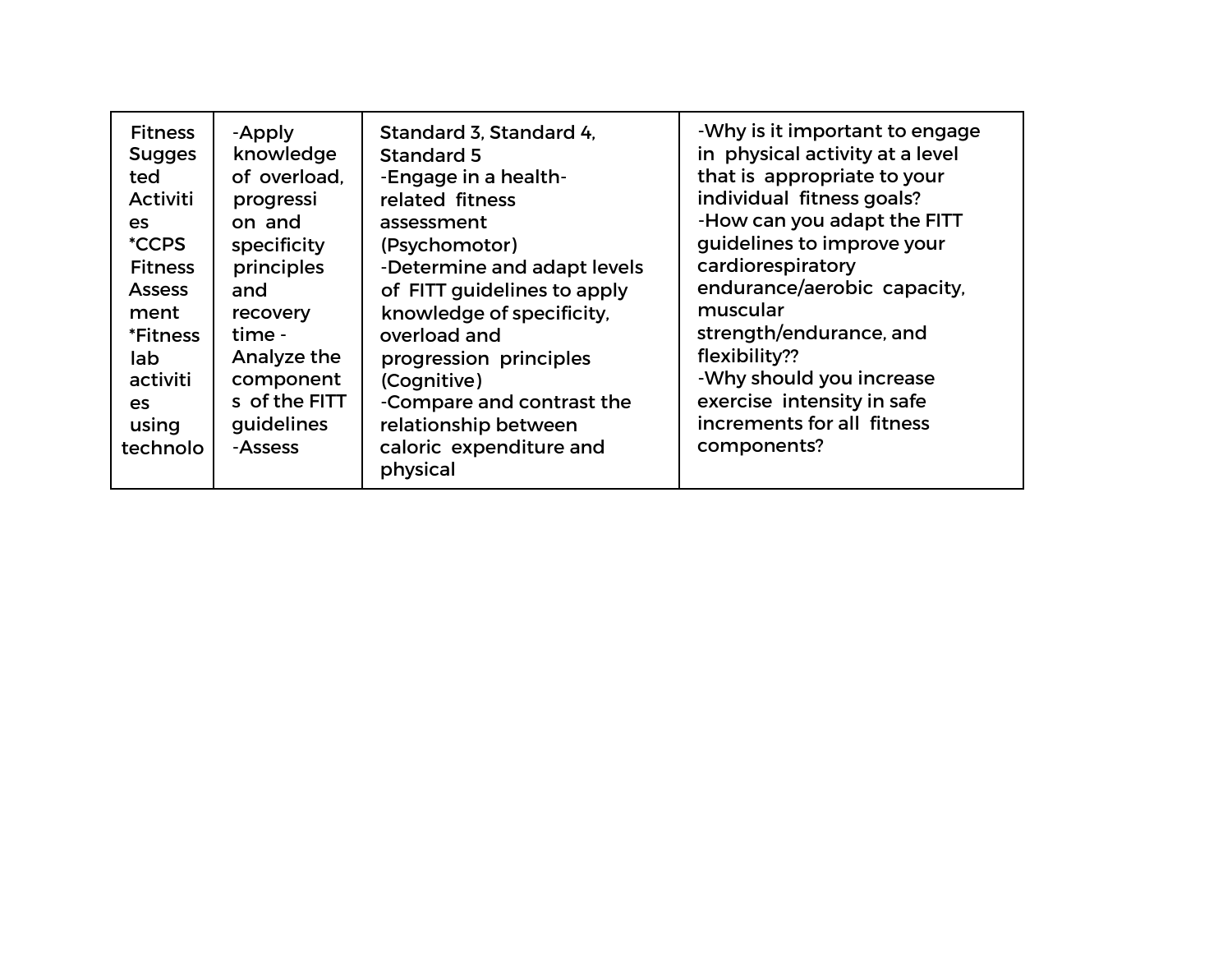| | | | |
|---|---|---|---|
| Fitness Suggested Activities *CCPS Fitness Assessment *Fitness lab activities using technolo | -Apply knowledge of overload, progression and specificity principles and recovery time - Analyze the components of the FITT guidelines -Assess | Standard 3, Standard 4, Standard 5<br>-Engage in a health-related fitness assessment (Psychomotor)<br>-Determine and adapt levels of FITT guidelines to apply knowledge of specificity, overload and progression principles (Cognitive)<br>-Compare and contrast the relationship between caloric expenditure and physical | -Why is it important to engage in physical activity at a level that is appropriate to your individual fitness goals?<br>-How can you adapt the FITT guidelines to improve your cardiorespiratory endurance/aerobic capacity, muscular strength/endurance, and flexibility??<br>-Why should you increase exercise intensity in safe increments for all fitness components? |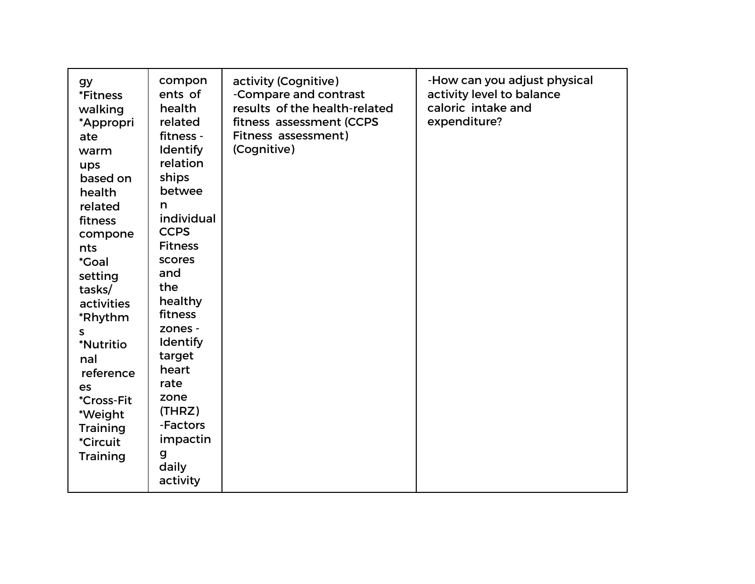| | | | |
|---|---|---|---|
| gy<br>*Fitness walking<br>*Appropriate warm ups based on health related fitness components<br>*Goal setting tasks/ activities<br>*Rhythms<br>*Nutritional references<br>*Cross-Fit<br>*Weight Training<br>*Circuit Training | components of health related fitness -Identify relationships between individual CCPS Fitness scores and the healthy fitness zones -Identify target heart rate zone (THRZ)<br>-Factors impacting daily activity | activity (Cognitive)<br>-Compare and contrast results of the health-related fitness assessment (CCPS Fitness assessment) (Cognitive) | -How can you adjust physical activity level to balance caloric intake and expenditure? |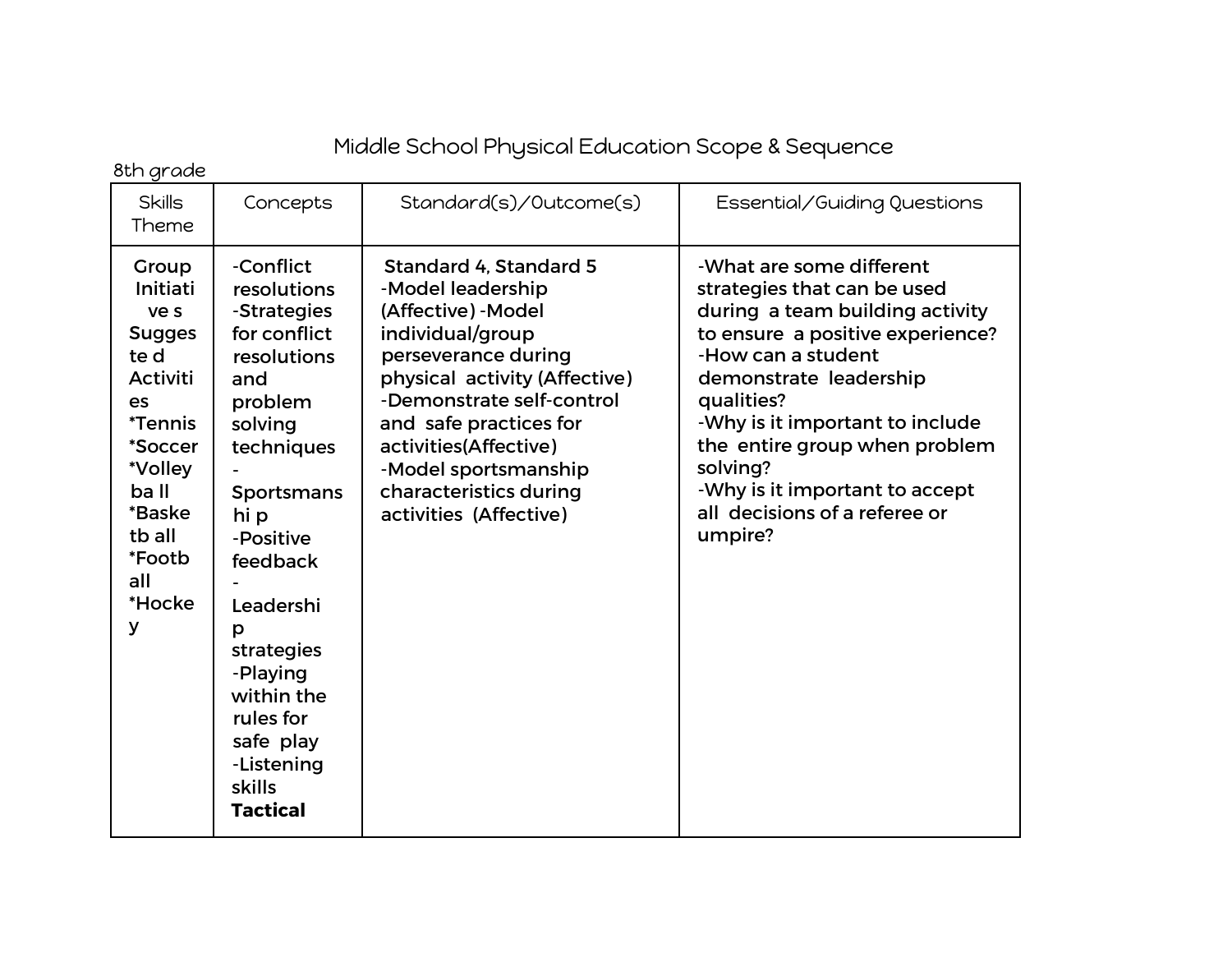# Middle School Physical Education Scope & Sequence

8th grade

| Skills Theme | Concepts | Standard(s)/Outcome(s) | Essential/Guiding Questions |
|---|---|---|---|
| Group Initiatives Suggested Activities *Tennis *Soccer *Volleyball *Basketball *Football *Hockey | -Conflict resolutions -Strategies for conflict resolutions and problem solving techniques -Sportsmanship -Positive feedback -Leadership strategies -Playing within the rules for safe play -Listening skills **Tactical** | Standard 4, Standard 5 -Model leadership (Affective) -Model individual/group perseverance during physical activity (Affective) -Demonstrate self-control and safe practices for activities(Affective) -Model sportsmanship characteristics during activities (Affective) | -What are some different strategies that can be used during a team building activity to ensure a positive experience? -How can a student demonstrate leadership qualities? -Why is it important to include the entire group when problem solving? -Why is it important to accept all decisions of a referee or umpire? |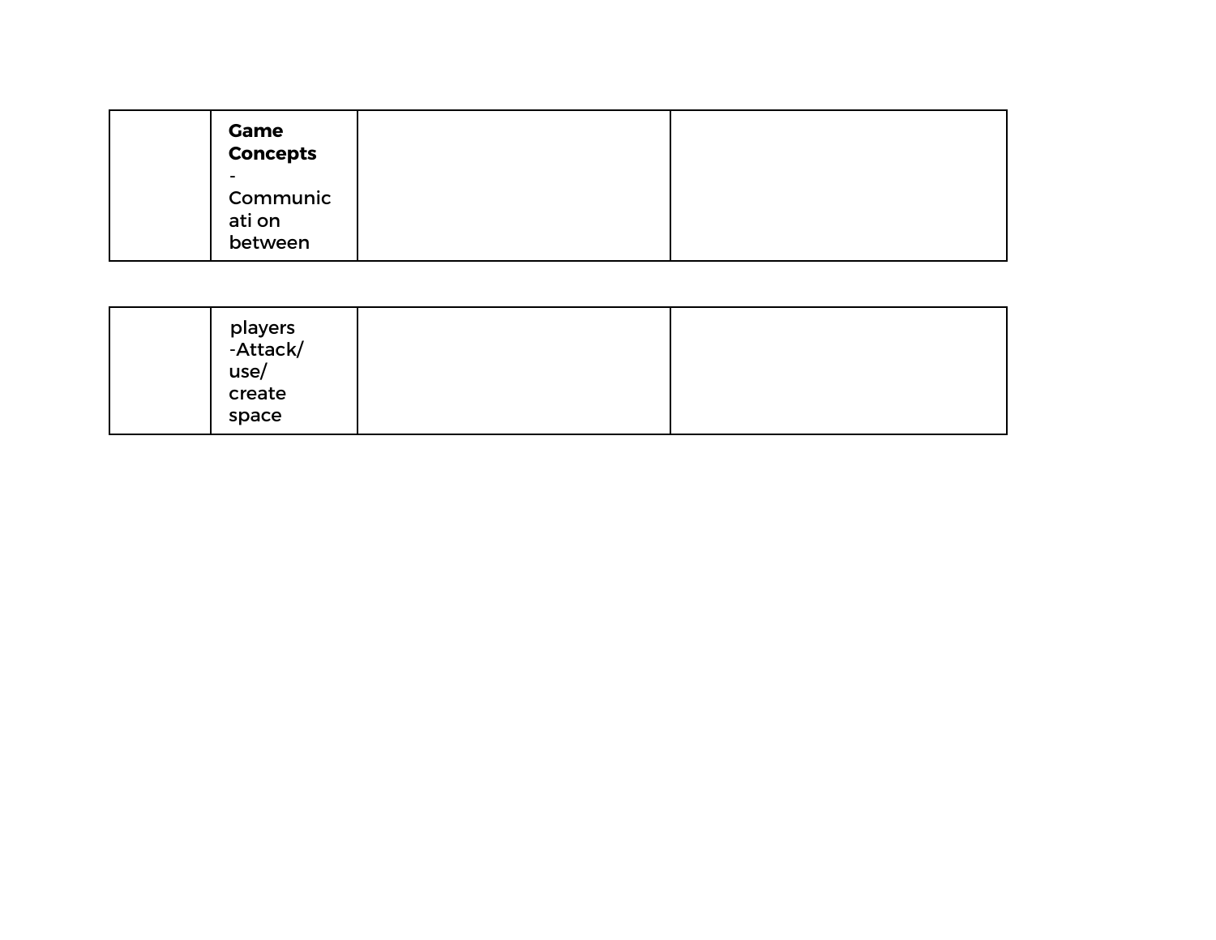|  | **Game Concepts** - Communicati on between players -Attack/ use/ create space |  |  |
| --- | --- | --- | --- |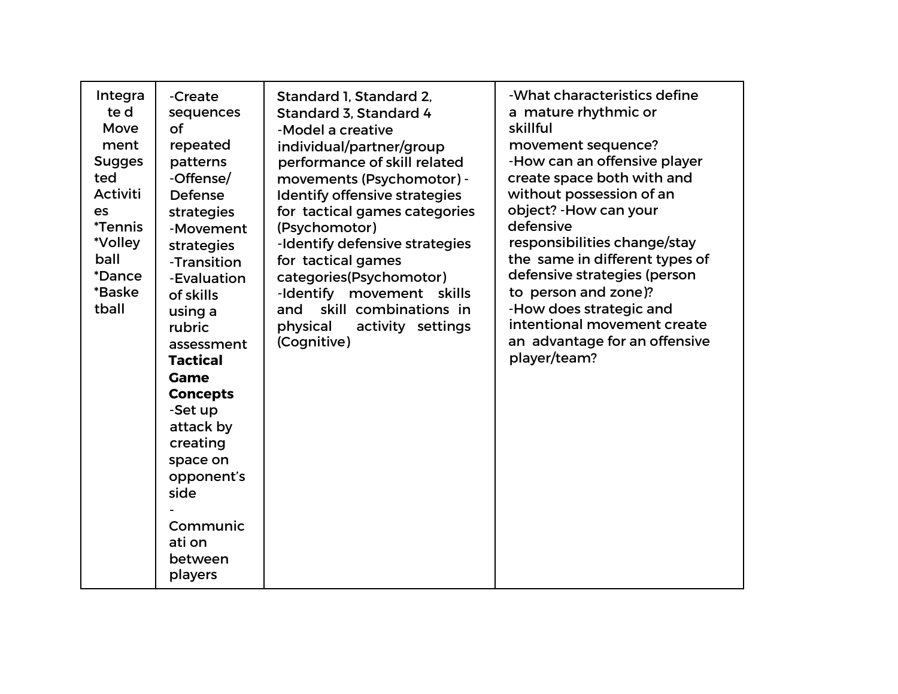| Integrated Movement Suggested Activities *Tennis *Volleyball *Dance *Basketball | -Create sequences of repeated patterns<br>-Offense/ Defense strategies<br>-Movement strategies<br>-Transition<br>-Evaluation of skills using a rubric assessment<br>**Tactical Game Concepts**<br>-Set up attack by creating space on opponent's side<br>-Communication between players | Standard 1, Standard 2, Standard 3, Standard 4<br>-Model a creative individual/partner/group performance of skill related movements (Psychomotor)<br>-Identify offensive strategies for tactical games categories (Psychomotor)<br>-Identify defensive strategies for tactical games categories(Psychomotor)<br>-Identify movement skills and skill combinations in physical activity settings (Cognitive) | -What characteristics define a mature rhythmic or skillful movement sequence?<br>-How can an offensive player create space both with and without possession of an object?<br>-How can your defensive responsibilities change/stay the same in different types of defensive strategies (person to person and zone)?<br>-How does strategic and intentional movement create an advantage for an offensive player/team? |
|---|---|---|---|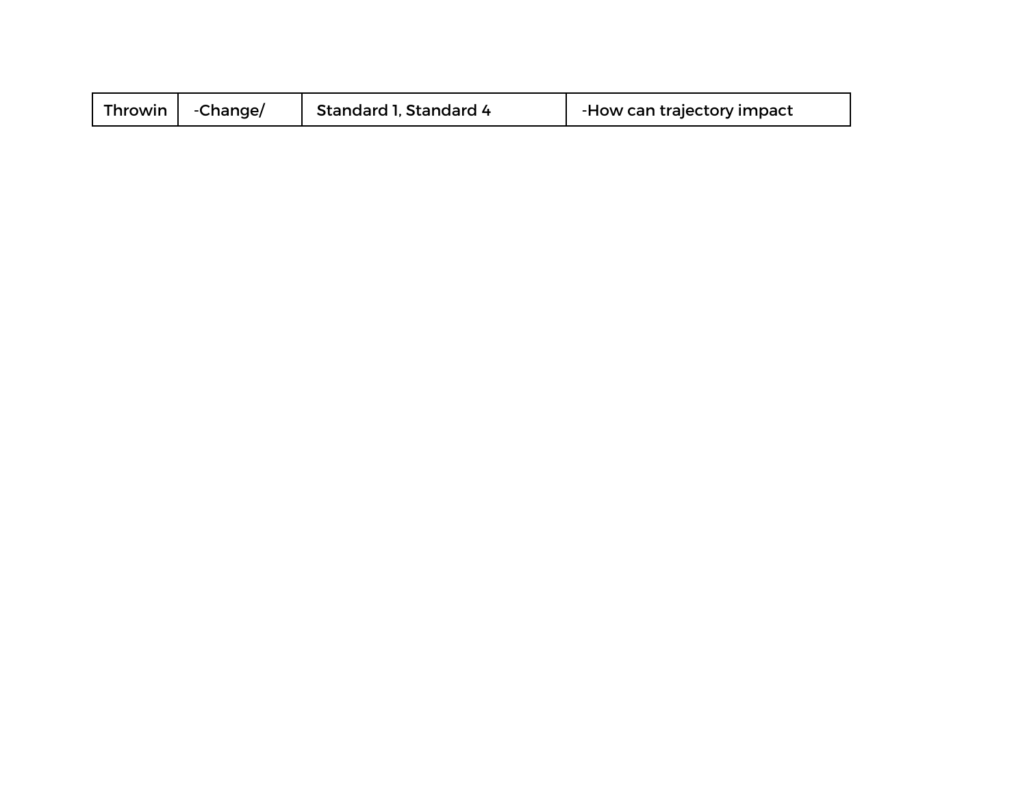| Throwin | -Change/ | Standard 1, Standard 4 | -How can trajectory impact |
| --- | --- | --- | --- |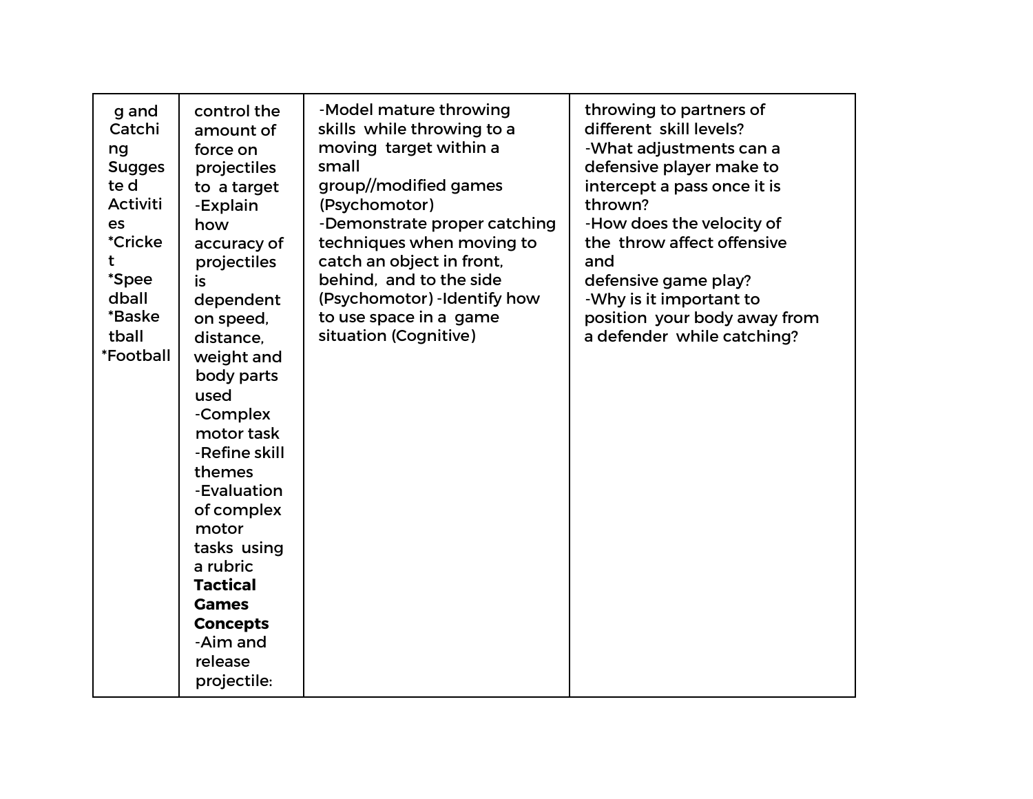| | | | |
|---|---|---|---|
| g and Catching<br>Suggested Activities<br>*Cricket<br>*Speedball<br>*Basketball<br>*Football | control the amount of force on projectiles to a target<br>-Explain how accuracy of projectiles is dependent on speed, distance, weight and body parts used<br>-Complex motor task<br>-Refine skill themes<br>-Evaluation of complex motor tasks using a rubric<br>**Tactical Games Concepts**<br>-Aim and release projectile: | -Model mature throwing skills while throwing to a moving target within a small group//modified games (Psychomotor)<br>-Demonstrate proper catching techniques when moving to catch an object in front, behind, and to the side (Psychomotor) -Identify how to use space in a game situation (Cognitive) | throwing to partners of different skill levels?<br>-What adjustments can a defensive player make to intercept a pass once it is thrown?<br>-How does the velocity of the throw affect offensive and defensive game play?<br>-Why is it important to position your body away from a defender while catching? |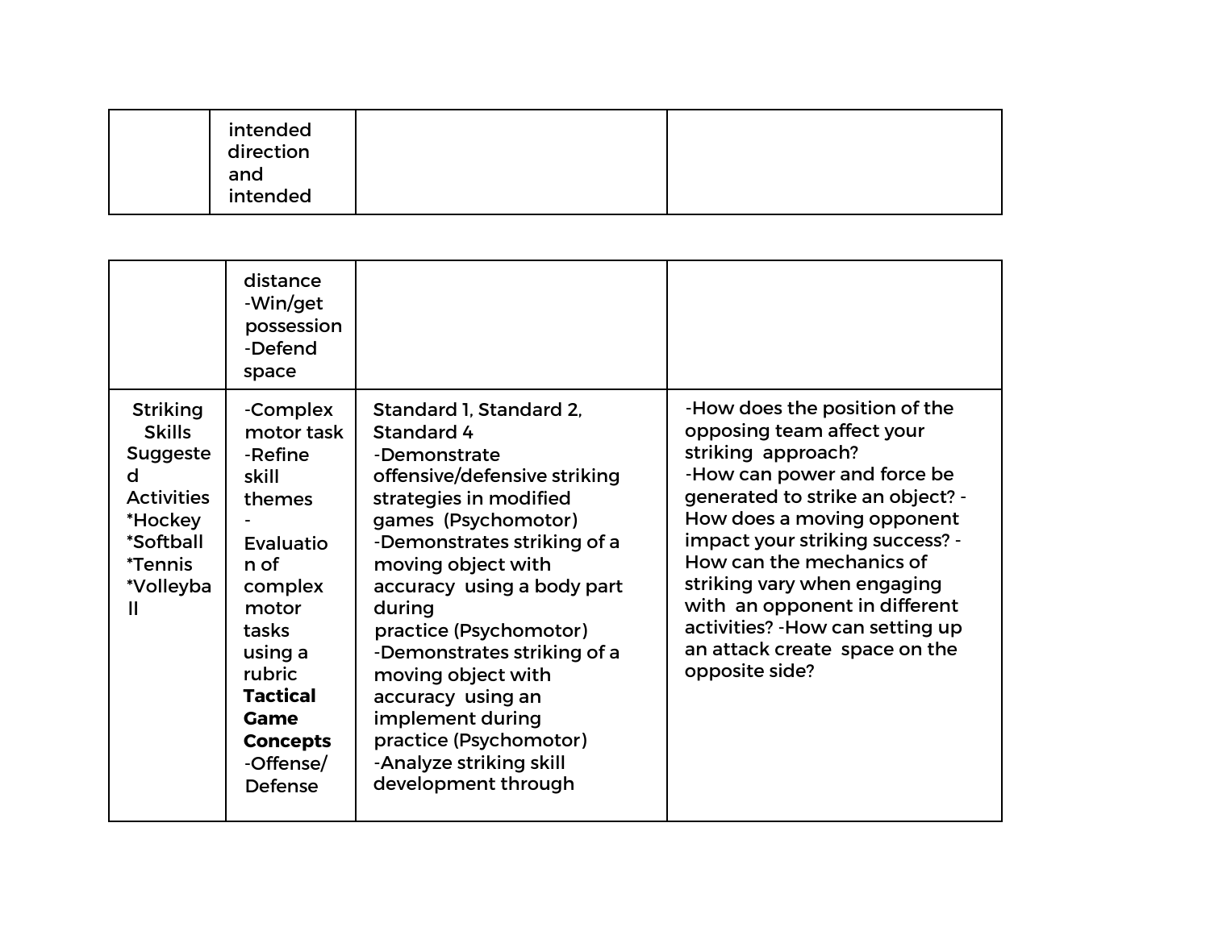| | | | |
|---|---|---|---|
| | intended direction and intended distance<br>-Win/get possession<br>-Defend space | | |
| Striking Skills Suggested Activities<br>*Hockey<br>*Softball<br>*Tennis<br>*Volleyball | -Complex motor task<br>-Refine skill themes<br>-Evaluation of complex motor tasks using a rubric<br>**Tactical Game Concepts**<br>-Offense/ Defense | Standard 1, Standard 2, Standard 4<br>-Demonstrate offensive/defensive striking strategies in modified games (Psychomotor)<br>-Demonstrates striking of a moving object with accuracy using a body part during practice (Psychomotor)<br>-Demonstrates striking of a moving object with accuracy using an implement during practice (Psychomotor)<br>-Analyze striking skill development through | -How does the position of the opposing team affect your striking approach?<br>-How can power and force be generated to strike an object? -How does a moving opponent impact your striking success? -How can the mechanics of striking vary when engaging with an opponent in different activities? -How can setting up an attack create space on the opposite side? |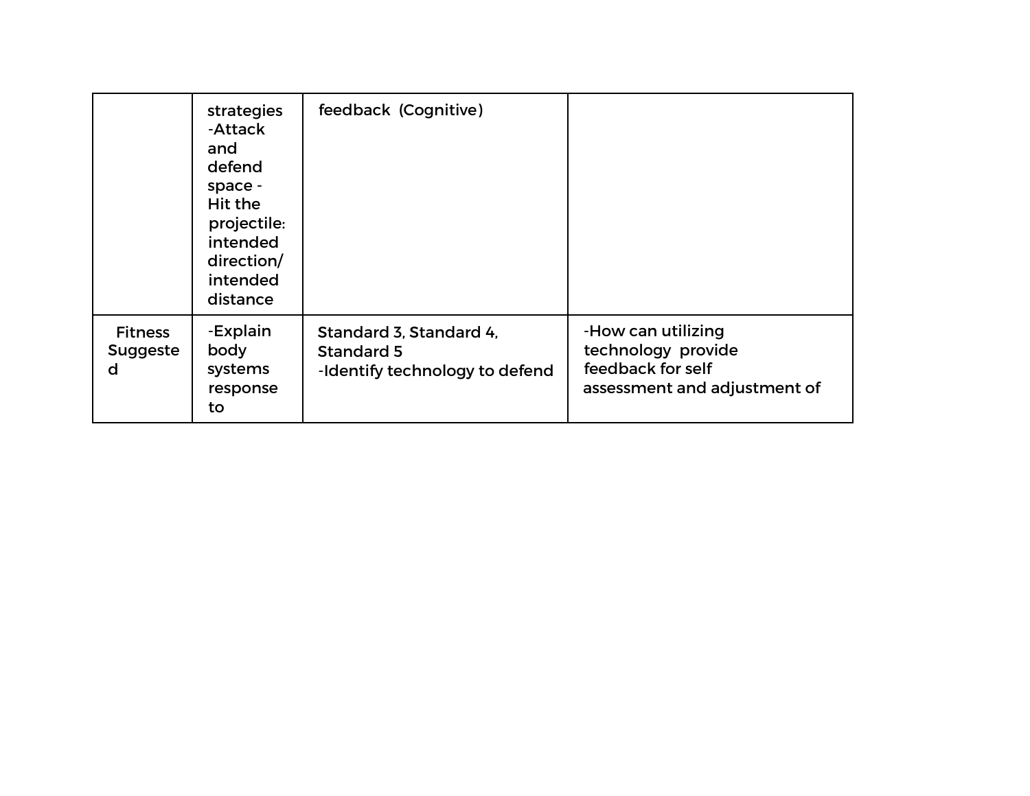| | | | |
|---|---|---|---|
| | strategies -Attack and defend space - Hit the projectile: intended direction/ intended distance | feedback (Cognitive) | |
| Fitness Suggested | -Explain body systems response to | Standard 3, Standard 4, Standard 5 -Identify technology to defend | -How can utilizing technology provide feedback for self assessment and adjustment of |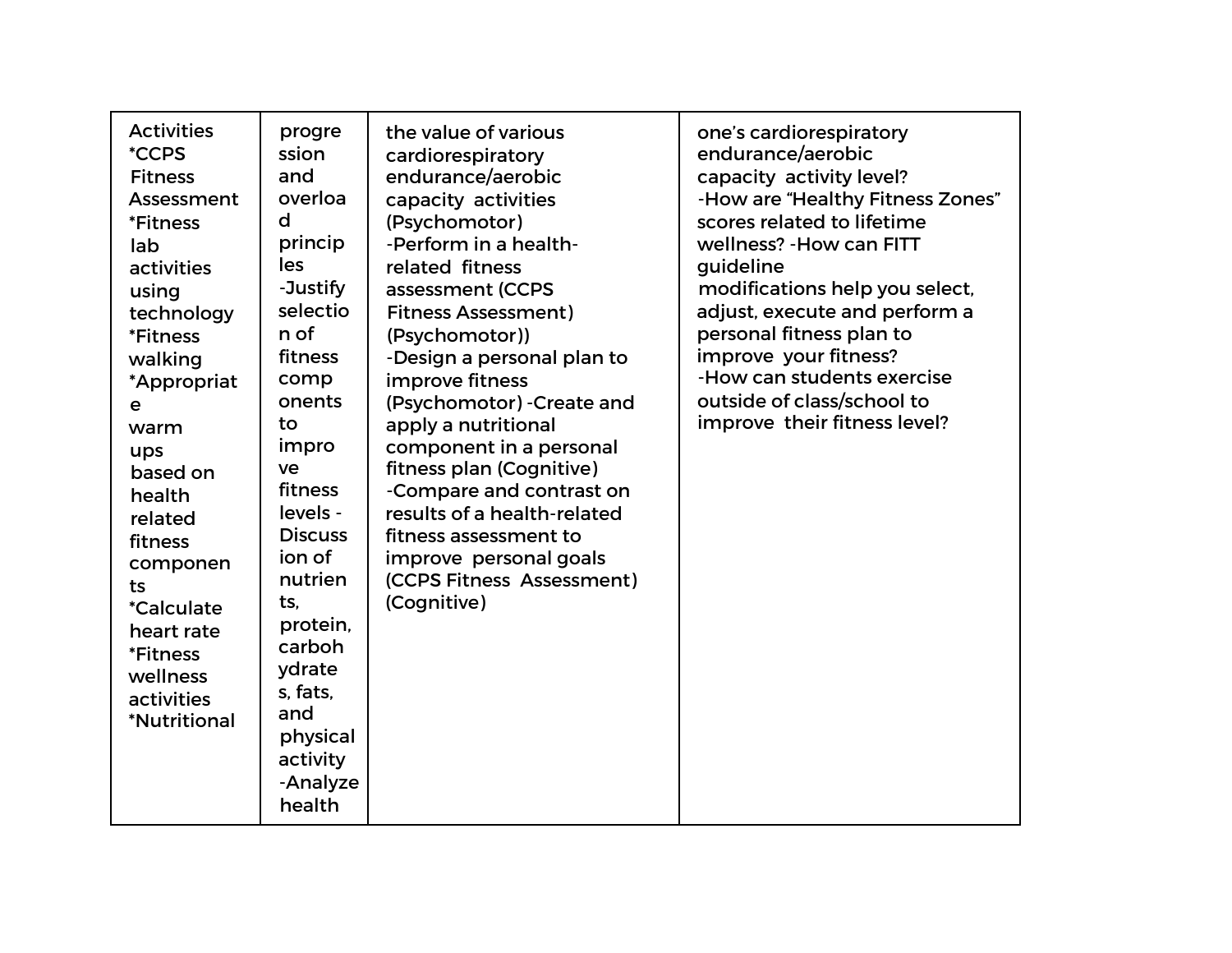| Activities *CCPS Fitness Assessment *Fitness lab activities using technology *Fitness walking *Appropriate warm ups based on health related fitness components *Calculate heart rate *Fitness wellness activities *Nutritional | progression and overload principles -Justify selection of fitness components to improve fitness levels -Discussion of nutrients, protein, carbohydrates, fats, and physical activity -Analyze health | the value of various cardiorespiratory endurance/aerobic capacity activities (Psychomotor) -Perform in a health-related fitness assessment (CCPS Fitness Assessment) (Psychomotor)) -Design a personal plan to improve fitness (Psychomotor) -Create and apply a nutritional component in a personal fitness plan (Cognitive) -Compare and contrast on results of a health-related fitness assessment to improve personal goals (CCPS Fitness Assessment) (Cognitive) | one's cardiorespiratory endurance/aerobic capacity activity level? -How are "Healthy Fitness Zones" scores related to lifetime wellness? -How can FITT guideline modifications help you select, adjust, execute and perform a personal fitness plan to improve your fitness? -How can students exercise outside of class/school to improve their fitness level? |
|---|---|---|---|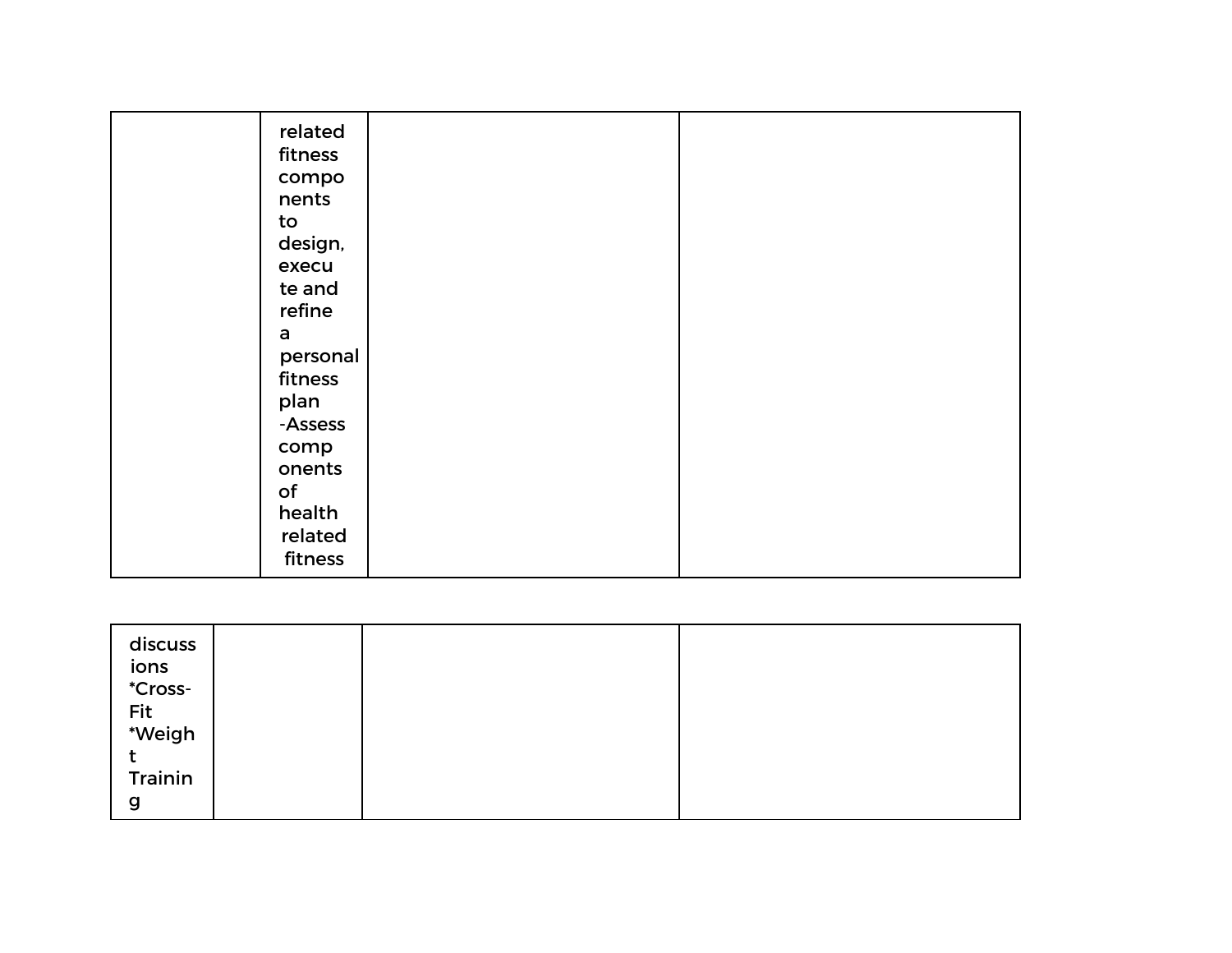| | | | |
|---|---|---|---|
| | related fitness components to design, execute and refine a personal fitness plan -Assess components of health related fitness | | |

| | | | |
|---|---|---|---|
| discussions *Cross-Fit *Weight Training | | | |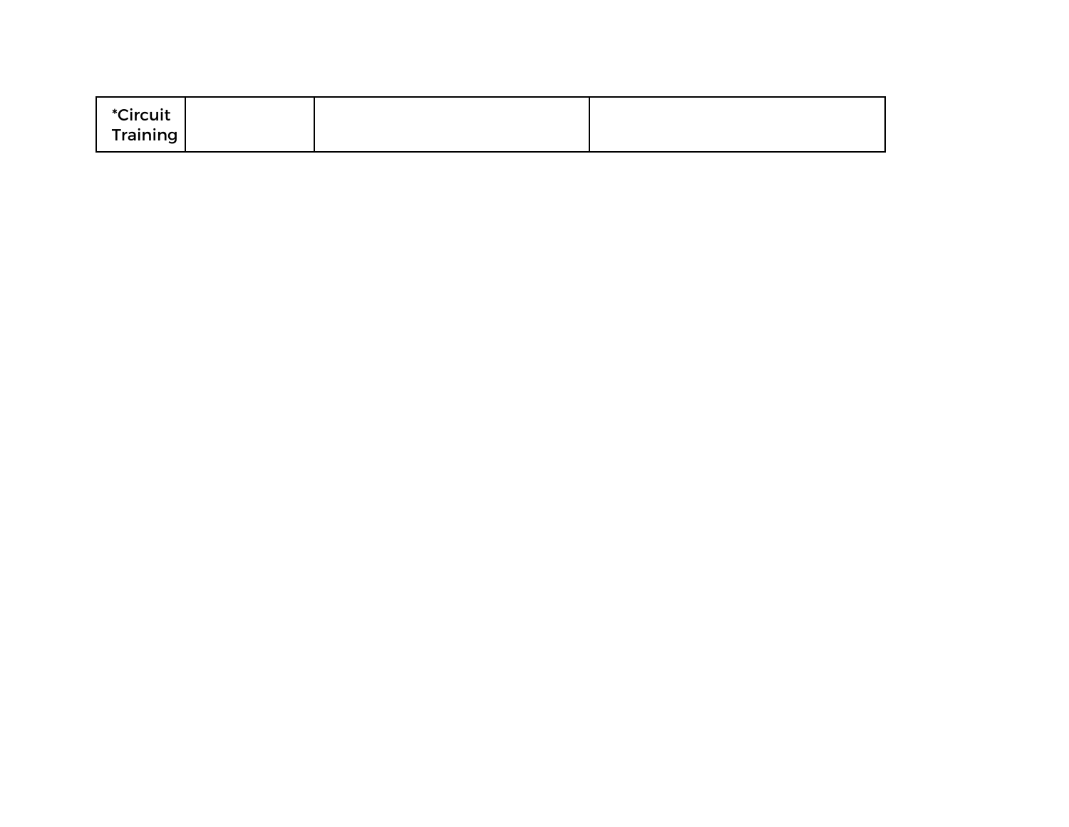| | | | |
|---|---|---|---|
| *Circuit Training | | | |